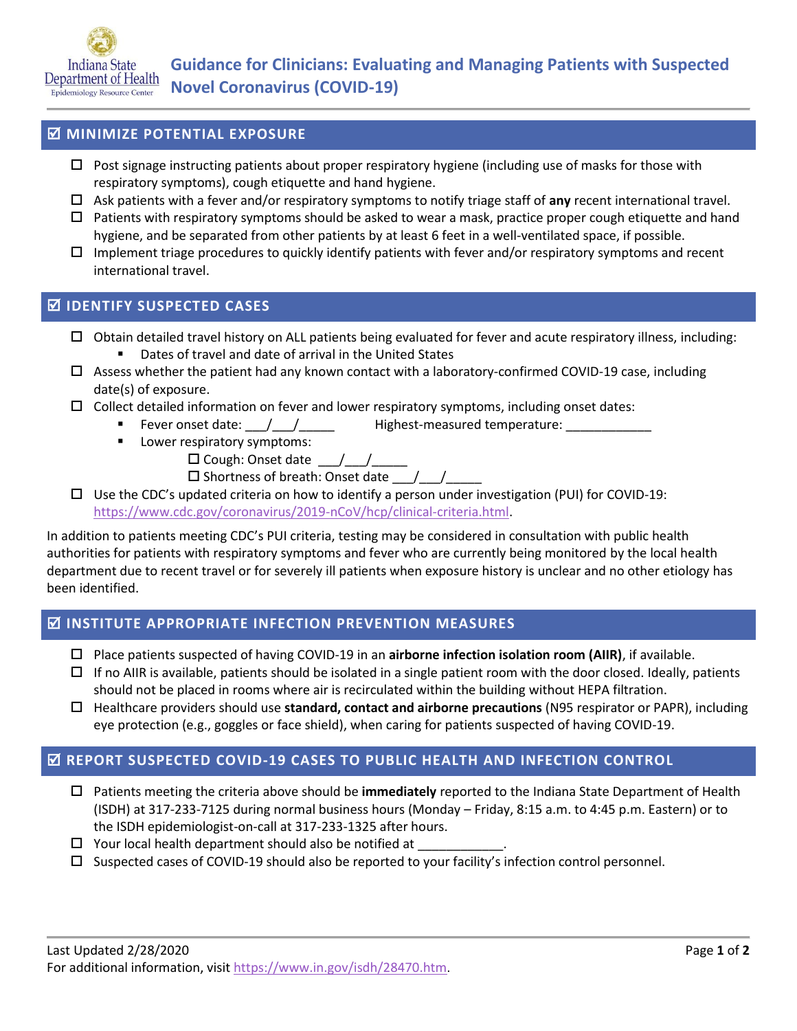Indiana State Department of Health
Epidemiology Resource Center

# Guidance for Clinicians: Evaluating and Managing Patients with Suspected Novel Coronavirus (COVID-19)

## ☑ MINIMIZE POTENTIAL EXPOSURE

- ☐ Post signage instructing patients about proper respiratory hygiene (including use of masks for those with respiratory symptoms), cough etiquette and hand hygiene.
- ☐ Ask patients with a fever and/or respiratory symptoms to notify triage staff of **any** recent international travel.
- ☐ Patients with respiratory symptoms should be asked to wear a mask, practice proper cough etiquette and hand hygiene, and be separated from other patients by at least 6 feet in a well-ventilated space, if possible.
- ☐ Implement triage procedures to quickly identify patients with fever and/or respiratory symptoms and recent international travel.

## ☑ IDENTIFY SUSPECTED CASES

- ☐ Obtain detailed travel history on ALL patients being evaluated for fever and acute respiratory illness, including:
  - Dates of travel and date of arrival in the United States
- ☐ Assess whether the patient had any known contact with a laboratory-confirmed COVID-19 case, including date(s) of exposure.
- ☐ Collect detailed information on fever and lower respiratory symptoms, including onset dates:
  - Fever onset date: ___/___/_____ Highest-measured temperature: ____________
  - Lower respiratory symptoms:
    - ☐ Cough: Onset date ___/___/_____
    - ☐ Shortness of breath: Onset date ___/___/_____
- ☐ Use the CDC's updated criteria on how to identify a person under investigation (PUI) for COVID-19: https://www.cdc.gov/coronavirus/2019-nCoV/hcp/clinical-criteria.html.

In addition to patients meeting CDC's PUI criteria, testing may be considered in consultation with public health authorities for patients with respiratory symptoms and fever who are currently being monitored by the local health department due to recent travel or for severely ill patients when exposure history is unclear and no other etiology has been identified.

## ☑ INSTITUTE APPROPRIATE INFECTION PREVENTION MEASURES

- ☐ Place patients suspected of having COVID-19 in an **airborne infection isolation room (AIIR)**, if available.
- ☐ If no AIIR is available, patients should be isolated in a single patient room with the door closed. Ideally, patients should not be placed in rooms where air is recirculated within the building without HEPA filtration.
- ☐ Healthcare providers should use **standard, contact and airborne precautions** (N95 respirator or PAPR), including eye protection (e.g., goggles or face shield), when caring for patients suspected of having COVID-19.

## ☑ REPORT SUSPECTED COVID-19 CASES TO PUBLIC HEALTH AND INFECTION CONTROL

- ☐ Patients meeting the criteria above should be **immediately** reported to the Indiana State Department of Health (ISDH) at 317-233-7125 during normal business hours (Monday – Friday, 8:15 a.m. to 4:45 p.m. Eastern) or to the ISDH epidemiologist-on-call at 317-233-1325 after hours.
- ☐ Your local health department should also be notified at ____________.
- ☐ Suspected cases of COVID-19 should also be reported to your facility's infection control personnel.

Last Updated 2/28/2020
For additional information, visit https://www.in.gov/isdh/28470.htm.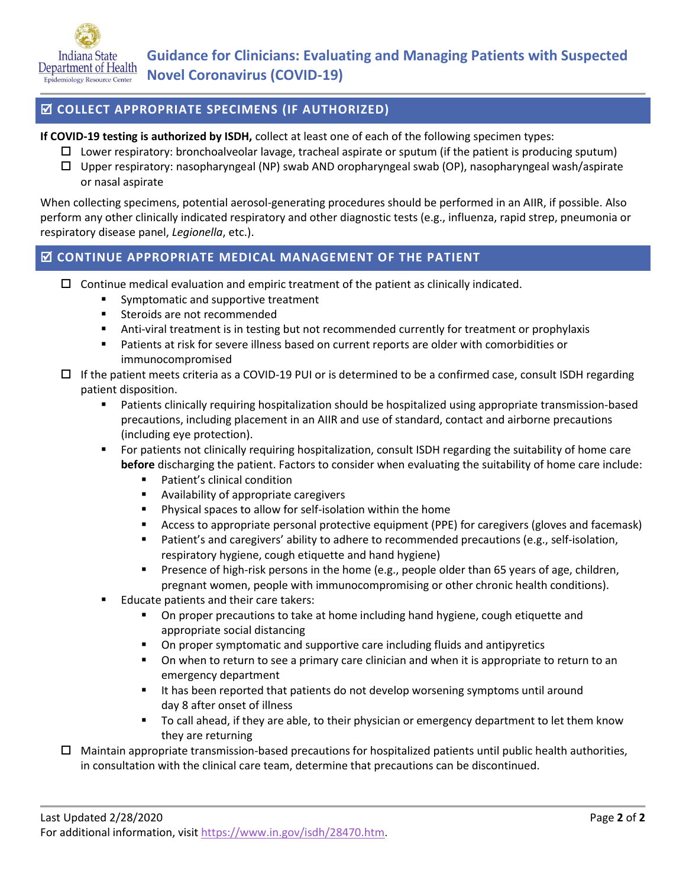# Guidance for Clinicians: Evaluating and Managing Patients with Suspected Novel Coronavirus (COVID-19)

## ☑ COLLECT APPROPRIATE SPECIMENS (IF AUTHORIZED)

**If COVID-19 testing is authorized by ISDH,** collect at least one of each of the following specimen types:

- ☐ Lower respiratory: bronchoalveolar lavage, tracheal aspirate or sputum (if the patient is producing sputum)
- ☐ Upper respiratory: nasopharyngeal (NP) swab AND oropharyngeal swab (OP), nasopharyngeal wash/aspirate or nasal aspirate

When collecting specimens, potential aerosol-generating procedures should be performed in an AIIR, if possible. Also perform any other clinically indicated respiratory and other diagnostic tests (e.g., influenza, rapid strep, pneumonia or respiratory disease panel, *Legionella*, etc.).

## ☑ CONTINUE APPROPRIATE MEDICAL MANAGEMENT OF THE PATIENT

- ☐ Continue medical evaluation and empiric treatment of the patient as clinically indicated.
  - Symptomatic and supportive treatment
  - Steroids are not recommended
  - Anti-viral treatment is in testing but not recommended currently for treatment or prophylaxis
  - Patients at risk for severe illness based on current reports are older with comorbidities or immunocompromised
- ☐ If the patient meets criteria as a COVID-19 PUI or is determined to be a confirmed case, consult ISDH regarding patient disposition.
  - Patients clinically requiring hospitalization should be hospitalized using appropriate transmission-based precautions, including placement in an AIIR and use of standard, contact and airborne precautions (including eye protection).
  - For patients not clinically requiring hospitalization, consult ISDH regarding the suitability of home care **before** discharging the patient. Factors to consider when evaluating the suitability of home care include:
    - Patient's clinical condition
    - Availability of appropriate caregivers
    - Physical spaces to allow for self-isolation within the home
    - Access to appropriate personal protective equipment (PPE) for caregivers (gloves and facemask)
    - Patient's and caregivers' ability to adhere to recommended precautions (e.g., self-isolation, respiratory hygiene, cough etiquette and hand hygiene)
    - Presence of high-risk persons in the home (e.g., people older than 65 years of age, children, pregnant women, people with immunocompromising or other chronic health conditions).
  - Educate patients and their care takers:
    - On proper precautions to take at home including hand hygiene, cough etiquette and appropriate social distancing
    - On proper symptomatic and supportive care including fluids and antipyretics
    - On when to return to see a primary care clinician and when it is appropriate to return to an emergency department
    - It has been reported that patients do not develop worsening symptoms until around day 8 after onset of illness
    - To call ahead, if they are able, to their physician or emergency department to let them know they are returning
- ☐ Maintain appropriate transmission-based precautions for hospitalized patients until public health authorities, in consultation with the clinical care team, determine that precautions can be discontinued.

Last Updated 2/28/2020

For additional information, visit https://www.in.gov/isdh/28470.htm.